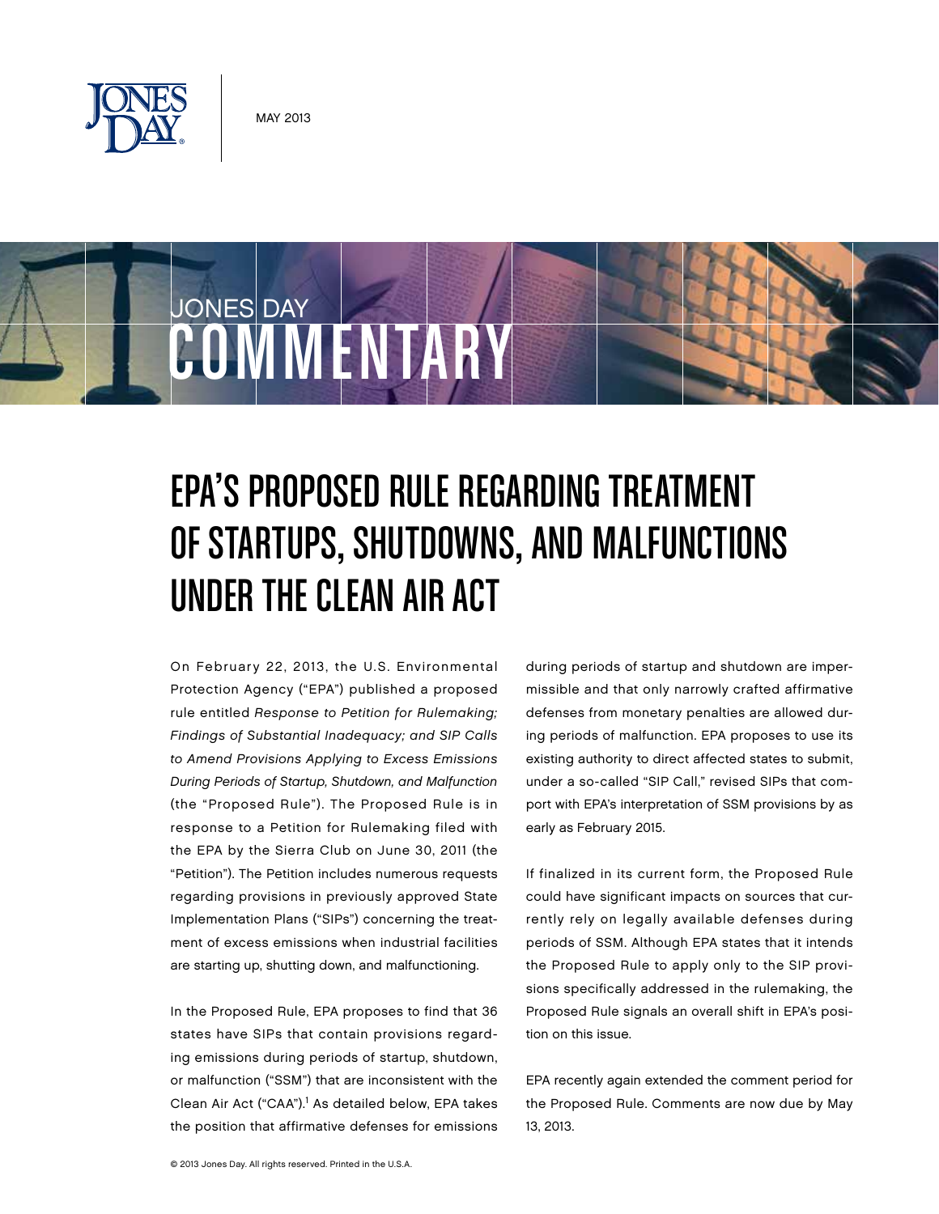# EPA'S PROPOSED RULE REGARDING TREATMENT OF STARTUPS, SHUTDOWNS, AND MALFUNCTIONS UNDER THE CLEAN AIR ACT

On February 22, 2013, the U.S. Environmental Protection Agency ("EPA") published a proposed rule entitled *Response to Petition for Rulemaking; Findings of Substantial Inadequacy; and SIP Calls to Amend Provisions Applying to Excess Emissions During Periods of Startup, Shutdown, and Malfunction* (the "Proposed Rule"). The Proposed Rule is in response to a Petition for Rulemaking filed with the EPA by the Sierra Club on June 30, 2011 (the "Petition"). The Petition includes numerous requests regarding provisions in previously approved State Implementation Plans ("SIPs") concerning the treatment of excess emissions when industrial facilities are starting up, shutting down, and malfunctioning.

In the Proposed Rule, EPA proposes to find that 36 states have SIPs that contain provisions regarding emissions during periods of startup, shutdown, or malfunction ("SSM") that are inconsistent with the Clean Air Act ("CAA").[1] As detailed below, EPA takes the position that affirmative defenses for emissions during periods of startup and shutdown are impermissible and that only narrowly crafted affirmative defenses from monetary penalties are allowed during periods of malfunction. EPA proposes to use its existing authority to direct affected states to submit, under a so-called "SIP Call," revised SIPs that comport with EPA's interpretation of SSM provisions by as early as February 2015.

If finalized in its current form, the Proposed Rule could have significant impacts on sources that currently rely on legally available defenses during periods of SSM. Although EPA states that it intends the Proposed Rule to apply only to the SIP provisions specifically addressed in the rulemaking, the Proposed Rule signals an overall shift in EPA's position on this issue.

EPA recently again extended the comment period for the Proposed Rule. Comments are now due by May 13, 2013.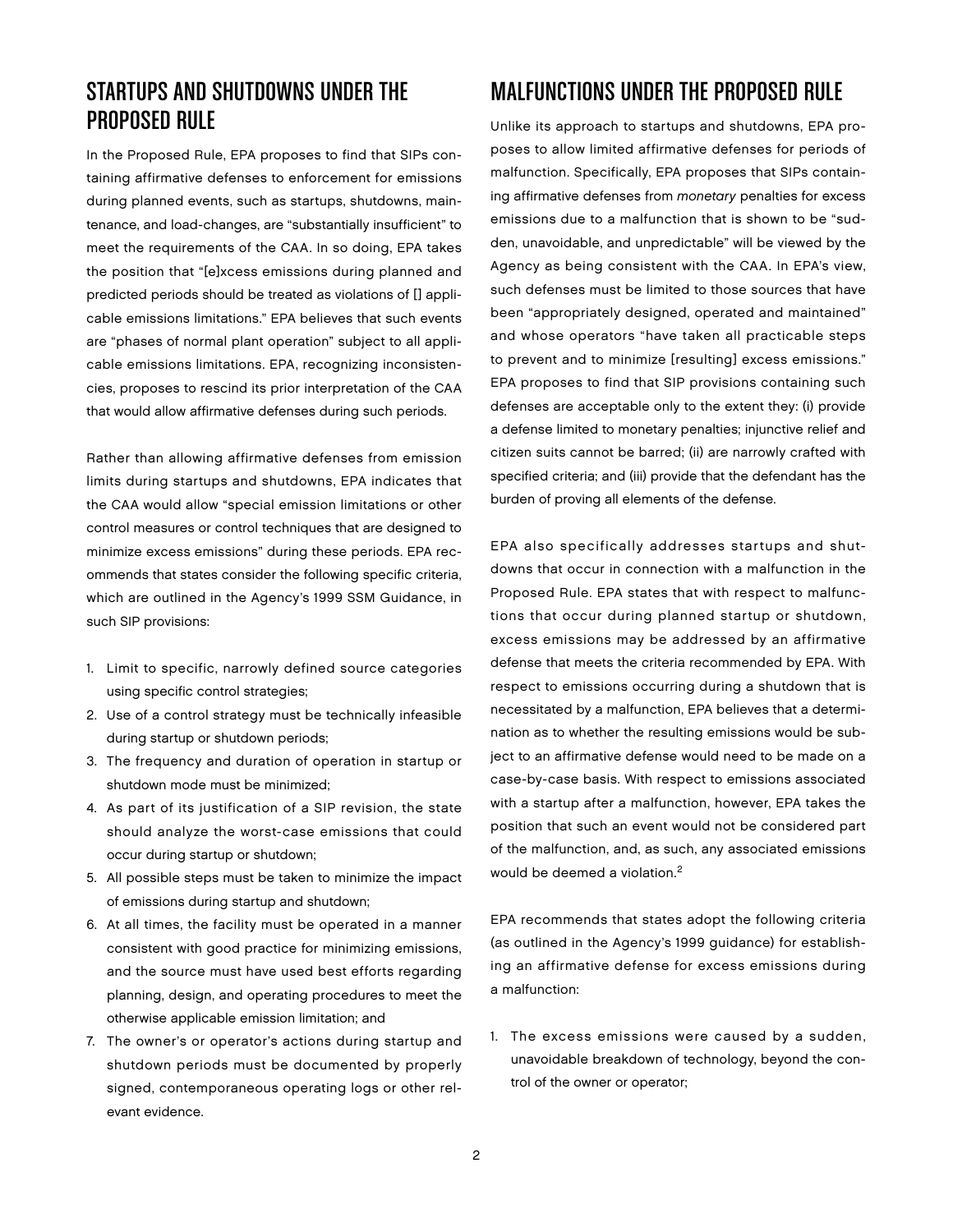## STARTUPS AND SHUTDOWNS UNDER THE PROPOSED RULE

In the Proposed Rule, EPA proposes to find that SIPs containing affirmative defenses to enforcement for emissions during planned events, such as startups, shutdowns, maintenance, and load-changes, are "substantially insufficient" to meet the requirements of the CAA. In so doing, EPA takes the position that "[e]xcess emissions during planned and predicted periods should be treated as violations of [] applicable emissions limitations." EPA believes that such events are "phases of normal plant operation" subject to all applicable emissions limitations. EPA, recognizing inconsistencies, proposes to rescind its prior interpretation of the CAA that would allow affirmative defenses during such periods.

Rather than allowing affirmative defenses from emission limits during startups and shutdowns, EPA indicates that the CAA would allow "special emission limitations or other control measures or control techniques that are designed to minimize excess emissions" during these periods. EPA recommends that states consider the following specific criteria, which are outlined in the Agency's 1999 SSM Guidance, in such SIP provisions:

1. Limit to specific, narrowly defined source categories using specific control strategies;
2. Use of a control strategy must be technically infeasible during startup or shutdown periods;
3. The frequency and duration of operation in startup or shutdown mode must be minimized;
4. As part of its justification of a SIP revision, the state should analyze the worst-case emissions that could occur during startup or shutdown;
5. All possible steps must be taken to minimize the impact of emissions during startup and shutdown;
6. At all times, the facility must be operated in a manner consistent with good practice for minimizing emissions, and the source must have used best efforts regarding planning, design, and operating procedures to meet the otherwise applicable emission limitation; and
7. The owner's or operator's actions during startup and shutdown periods must be documented by properly signed, contemporaneous operating logs or other relevant evidence.

## MALFUNCTIONS UNDER THE PROPOSED RULE

Unlike its approach to startups and shutdowns, EPA proposes to allow limited affirmative defenses for periods of malfunction. Specifically, EPA proposes that SIPs containing affirmative defenses from *monetary* penalties for excess emissions due to a malfunction that is shown to be "sudden, unavoidable, and unpredictable" will be viewed by the Agency as being consistent with the CAA. In EPA's view, such defenses must be limited to those sources that have been "appropriately designed, operated and maintained" and whose operators "have taken all practicable steps to prevent and to minimize [resulting] excess emissions." EPA proposes to find that SIP provisions containing such defenses are acceptable only to the extent they: (i) provide a defense limited to monetary penalties; injunctive relief and citizen suits cannot be barred; (ii) are narrowly crafted with specified criteria; and (iii) provide that the defendant has the burden of proving all elements of the defense.

EPA also specifically addresses startups and shutdowns that occur in connection with a malfunction in the Proposed Rule. EPA states that with respect to malfunctions that occur during planned startup or shutdown, excess emissions may be addressed by an affirmative defense that meets the criteria recommended by EPA. With respect to emissions occurring during a shutdown that is necessitated by a malfunction, EPA believes that a determination as to whether the resulting emissions would be subject to an affirmative defense would need to be made on a case-by-case basis. With respect to emissions associated with a startup after a malfunction, however, EPA takes the position that such an event would not be considered part of the malfunction, and, as such, any associated emissions would be deemed a violation.[2]

EPA recommends that states adopt the following criteria (as outlined in the Agency's 1999 guidance) for establishing an affirmative defense for excess emissions during a malfunction:

1. The excess emissions were caused by a sudden, unavoidable breakdown of technology, beyond the control of the owner or operator;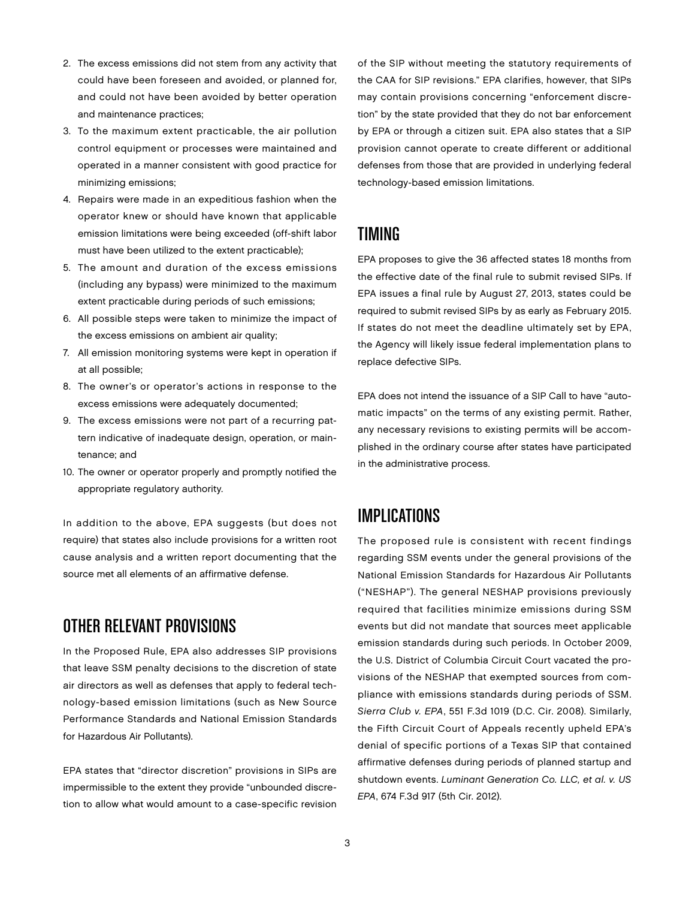2. The excess emissions did not stem from any activity that could have been foreseen and avoided, or planned for, and could not have been avoided by better operation and maintenance practices;
3. To the maximum extent practicable, the air pollution control equipment or processes were maintained and operated in a manner consistent with good practice for minimizing emissions;
4. Repairs were made in an expeditious fashion when the operator knew or should have known that applicable emission limitations were being exceeded (off-shift labor must have been utilized to the extent practicable);
5. The amount and duration of the excess emissions (including any bypass) were minimized to the maximum extent practicable during periods of such emissions;
6. All possible steps were taken to minimize the impact of the excess emissions on ambient air quality;
7. All emission monitoring systems were kept in operation if at all possible;
8. The owner's or operator's actions in response to the excess emissions were adequately documented;
9. The excess emissions were not part of a recurring pattern indicative of inadequate design, operation, or maintenance; and
10. The owner or operator properly and promptly notified the appropriate regulatory authority.

In addition to the above, EPA suggests (but does not require) that states also include provisions for a written root cause analysis and a written report documenting that the source met all elements of an affirmative defense.

## OTHER RELEVANT PROVISIONS

In the Proposed Rule, EPA also addresses SIP provisions that leave SSM penalty decisions to the discretion of state air directors as well as defenses that apply to federal technology-based emission limitations (such as New Source Performance Standards and National Emission Standards for Hazardous Air Pollutants).

EPA states that "director discretion" provisions in SIPs are impermissible to the extent they provide "unbounded discretion to allow what would amount to a case-specific revision of the SIP without meeting the statutory requirements of the CAA for SIP revisions." EPA clarifies, however, that SIPs may contain provisions concerning "enforcement discretion" by the state provided that they do not bar enforcement by EPA or through a citizen suit. EPA also states that a SIP provision cannot operate to create different or additional defenses from those that are provided in underlying federal technology-based emission limitations.

## TIMING

EPA proposes to give the 36 affected states 18 months from the effective date of the final rule to submit revised SIPs. If EPA issues a final rule by August 27, 2013, states could be required to submit revised SIPs by as early as February 2015. If states do not meet the deadline ultimately set by EPA, the Agency will likely issue federal implementation plans to replace defective SIPs.

EPA does not intend the issuance of a SIP Call to have "automatic impacts" on the terms of any existing permit. Rather, any necessary revisions to existing permits will be accomplished in the ordinary course after states have participated in the administrative process.

## IMPLICATIONS

The proposed rule is consistent with recent findings regarding SSM events under the general provisions of the National Emission Standards for Hazardous Air Pollutants ("NESHAP"). The general NESHAP provisions previously required that facilities minimize emissions during SSM events but did not mandate that sources meet applicable emission standards during such periods. In October 2009, the U.S. District of Columbia Circuit Court vacated the provisions of the NESHAP that exempted sources from compliance with emissions standards during periods of SSM. *Sierra Club v. EPA*, 551 F.3d 1019 (D.C. Cir. 2008). Similarly, the Fifth Circuit Court of Appeals recently upheld EPA's denial of specific portions of a Texas SIP that contained affirmative defenses during periods of planned startup and shutdown events. *Luminant Generation Co. LLC, et al. v. US EPA*, 674 F.3d 917 (5th Cir. 2012).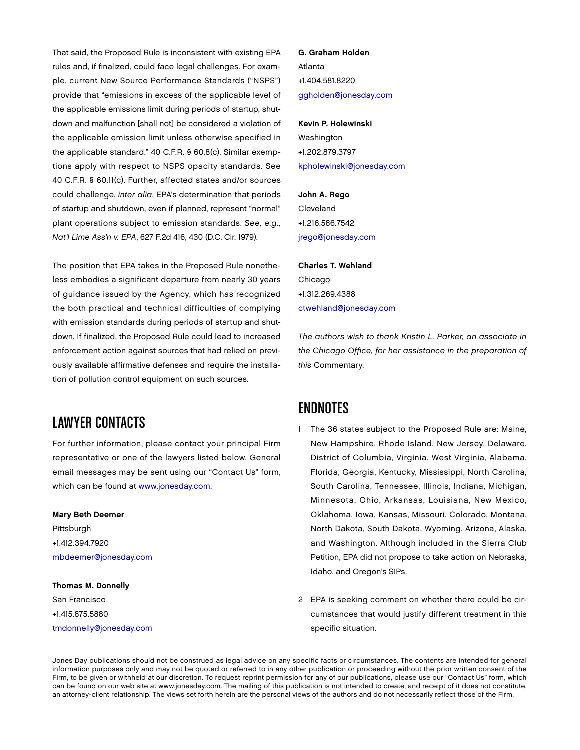That said, the Proposed Rule is inconsistent with existing EPA rules and, if finalized, could face legal challenges. For example, current New Source Performance Standards ("NSPS") provide that "emissions in excess of the applicable level of the applicable emissions limit during periods of startup, shutdown and malfunction [shall not] be considered a violation of the applicable emission limit unless otherwise specified in the applicable standard." 40 C.F.R. § 60.8(c). Similar exemptions apply with respect to NSPS opacity standards. See 40 C.F.R. § 60.11(c). Further, affected states and/or sources could challenge, *inter alia*, EPA's determination that periods of startup and shutdown, even if planned, represent "normal" plant operations subject to emission standards. *See, e.g., Nat'l Lime Ass'n v. EPA*, 627 F.2d 416, 430 (D.C. Cir. 1979).

The position that EPA takes in the Proposed Rule nonetheless embodies a significant departure from nearly 30 years of guidance issued by the Agency, which has recognized the both practical and technical difficulties of complying with emission standards during periods of startup and shutdown. If finalized, the Proposed Rule could lead to increased enforcement action against sources that had relied on previously available affirmative defenses and require the installation of pollution control equipment on such sources.

## LAWYER CONTACTS

For further information, please contact your principal Firm representative or one of the lawyers listed below. General email messages may be sent using our "Contact Us" form, which can be found at www.jonesday.com.

**Mary Beth Deemer**
Pittsburgh
+1.412.394.7920
mbdeemer@jonesday.com

**Thomas M. Donnelly**
San Francisco
+1.415.875.5880
tmdonnelly@jonesday.com

**G. Graham Holden**
Atlanta
+1.404.581.8220
ggholden@jonesday.com

**Kevin P. Holewinski**
Washington
+1.202.879.3797
kpholewinski@jonesday.com

**John A. Rego**
Cleveland
+1.216.586.7542
jrego@jonesday.com

**Charles T. Wehland**
Chicago
+1.312.269.4388
ctwehland@jonesday.com

*The authors wish to thank Kristin L. Parker, an associate in the Chicago Office, for her assistance in the preparation of this* Commentary.

## ENDNOTES

1 The 36 states subject to the Proposed Rule are: Maine, New Hampshire, Rhode Island, New Jersey, Delaware, District of Columbia, Virginia, West Virginia, Alabama, Florida, Georgia, Kentucky, Mississippi, North Carolina, South Carolina, Tennessee, Illinois, Indiana, Michigan, Minnesota, Ohio, Arkansas, Louisiana, New Mexico, Oklahoma, Iowa, Kansas, Missouri, Colorado, Montana, North Dakota, South Dakota, Wyoming, Arizona, Alaska, and Washington. Although included in the Sierra Club Petition, EPA did not propose to take action on Nebraska, Idaho, and Oregon's SIPs.

2 EPA is seeking comment on whether there could be circumstances that would justify different treatment in this specific situation.

Jones Day publications should not be construed as legal advice on any specific facts or circumstances. The contents are intended for general information purposes only and may not be quoted or referred to in any other publication or proceeding without the prior written consent of the Firm, to be given or withheld at our discretion. To request reprint permission for any of our publications, please use our "Contact Us" form, which can be found on our web site at www.jonesday.com. The mailing of this publication is not intended to create, and receipt of it does not constitute, an attorney-client relationship. The views set forth herein are the personal views of the authors and do not necessarily reflect those of the Firm.